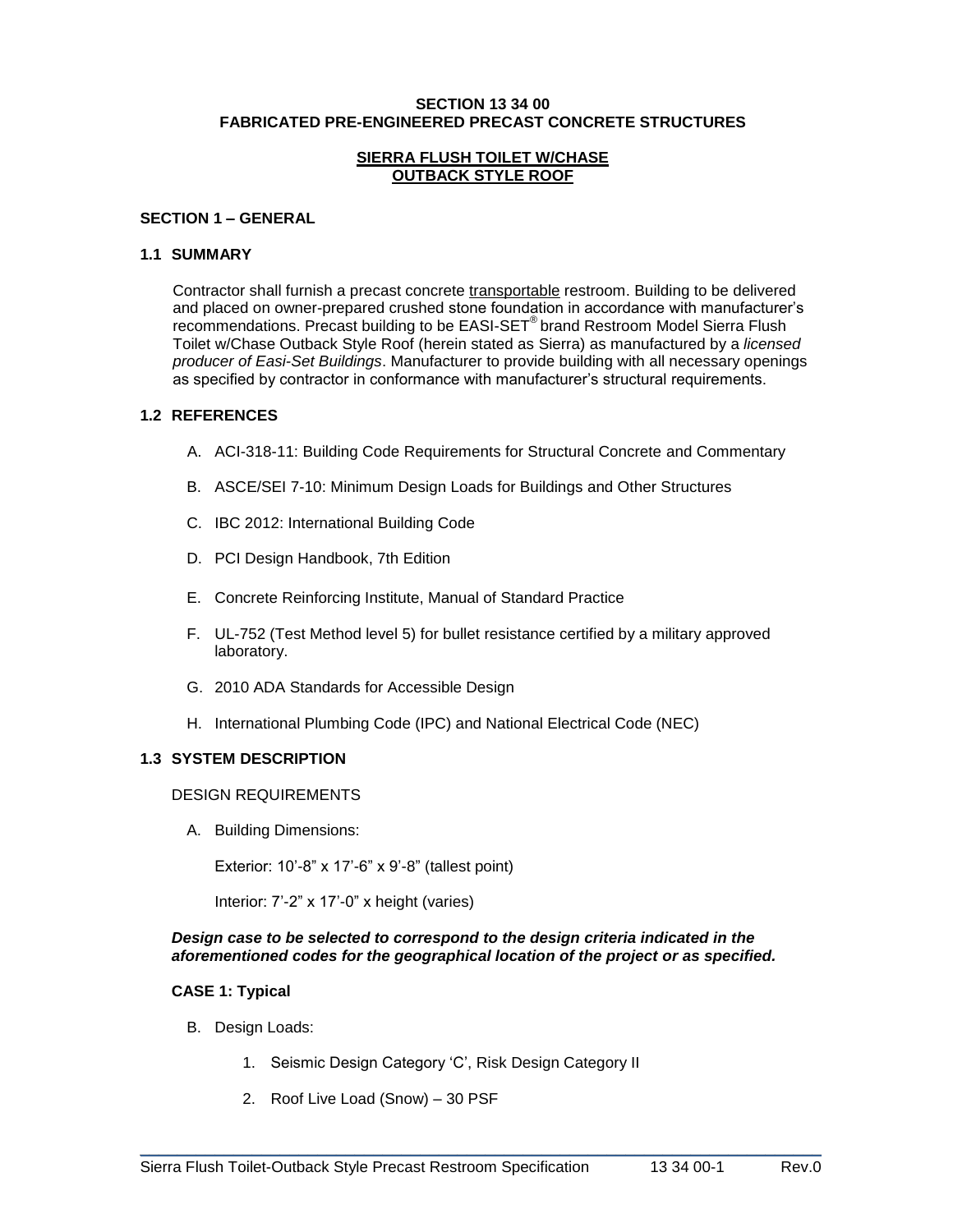# SECTION 13 34 00
# FABRICATED PRE-ENGINEERED PRECAST CONCRETE STRUCTURES

## SIERRA FLUSH TOILET W/CHASE
## OUTBACK STYLE ROOF

## SECTION 1 – GENERAL

### 1.1 SUMMARY

Contractor shall furnish a precast concrete transportable restroom. Building to be delivered and placed on owner-prepared crushed stone foundation in accordance with manufacturer's recommendations. Precast building to be EASI-SET® brand Restroom Model Sierra Flush Toilet w/Chase Outback Style Roof (herein stated as Sierra) as manufactured by a *licensed producer of Easi-Set Buildings*. Manufacturer to provide building with all necessary openings as specified by contractor in conformance with manufacturer's structural requirements.

### 1.2 REFERENCES

A. ACI-318-11: Building Code Requirements for Structural Concrete and Commentary

B. ASCE/SEI 7-10: Minimum Design Loads for Buildings and Other Structures

C. IBC 2012: International Building Code

D. PCI Design Handbook, 7th Edition

E. Concrete Reinforcing Institute, Manual of Standard Practice

F. UL-752 (Test Method level 5) for bullet resistance certified by a military approved laboratory.

G. 2010 ADA Standards for Accessible Design

H. International Plumbing Code (IPC) and National Electrical Code (NEC)

### 1.3 SYSTEM DESCRIPTION

DESIGN REQUIREMENTS

A. Building Dimensions:

Exterior: 10'-8" x 17'-6" x 9'-8" (tallest point)

Interior: 7'-2" x 17'-0" x height (varies)

***Design case to be selected to correspond to the design criteria indicated in the aforementioned codes for the geographical location of the project or as specified.***

**CASE 1: Typical**

B. Design Loads:

1. Seismic Design Category 'C', Risk Design Category II
2. Roof Live Load (Snow) – 30 PSF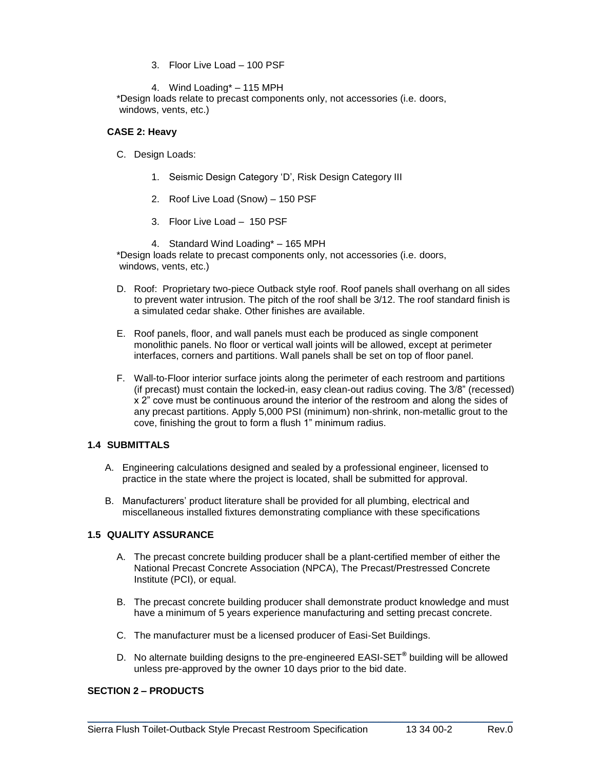3. Floor Live Load – 100 PSF

4. Wind Loading* – 115 MPH

*Design loads relate to precast components only, not accessories (i.e. doors, windows, vents, etc.)

**CASE 2: Heavy**

C. Design Loads:

1. Seismic Design Category 'D', Risk Design Category III

2. Roof Live Load (Snow) – 150 PSF

3. Floor Live Load – 150 PSF

4. Standard Wind Loading* – 165 MPH

*Design loads relate to precast components only, not accessories (i.e. doors, windows, vents, etc.)

D. Roof: Proprietary two-piece Outback style roof. Roof panels shall overhang on all sides to prevent water intrusion. The pitch of the roof shall be 3/12. The roof standard finish is a simulated cedar shake. Other finishes are available.

E. Roof panels, floor, and wall panels must each be produced as single component monolithic panels. No floor or vertical wall joints will be allowed, except at perimeter interfaces, corners and partitions. Wall panels shall be set on top of floor panel.

F. Wall-to-Floor interior surface joints along the perimeter of each restroom and partitions (if precast) must contain the locked-in, easy clean-out radius coving. The 3/8" (recessed) x 2" cove must be continuous around the interior of the restroom and along the sides of any precast partitions. Apply 5,000 PSI (minimum) non-shrink, non-metallic grout to the cove, finishing the grout to form a flush 1" minimum radius.

## 1.4 SUBMITTALS

A. Engineering calculations designed and sealed by a professional engineer, licensed to practice in the state where the project is located, shall be submitted for approval.

B. Manufacturers' product literature shall be provided for all plumbing, electrical and miscellaneous installed fixtures demonstrating compliance with these specifications

## 1.5 QUALITY ASSURANCE

A. The precast concrete building producer shall be a plant-certified member of either the National Precast Concrete Association (NPCA), The Precast/Prestressed Concrete Institute (PCI), or equal.

B. The precast concrete building producer shall demonstrate product knowledge and must have a minimum of 5 years experience manufacturing and setting precast concrete.

C. The manufacturer must be a licensed producer of Easi-Set Buildings.

D. No alternate building designs to the pre-engineered EASI-SET® building will be allowed unless pre-approved by the owner 10 days prior to the bid date.

## SECTION 2 – PRODUCTS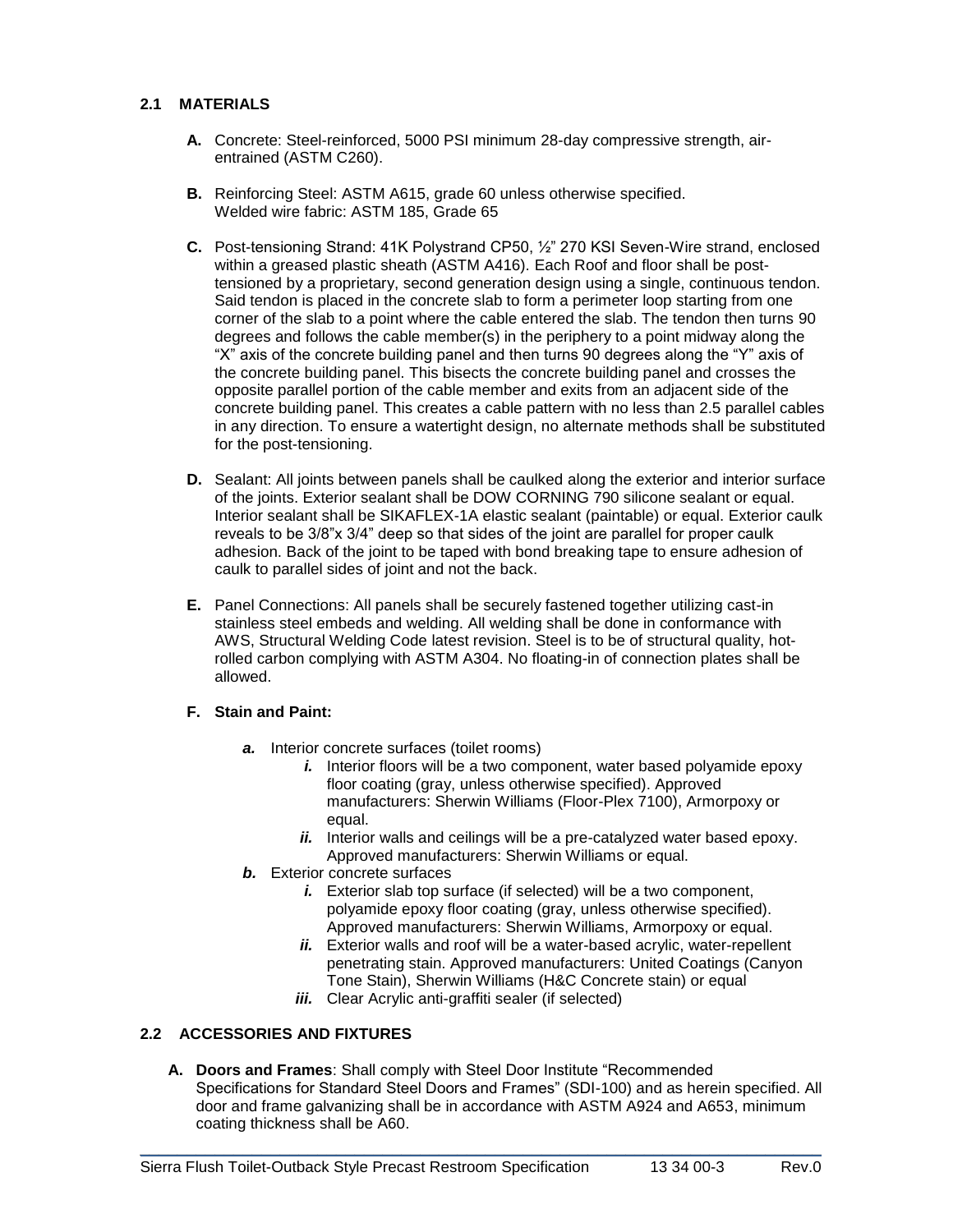## 2.1 MATERIALS

**A.** Concrete: Steel-reinforced, 5000 PSI minimum 28-day compressive strength, air-entrained (ASTM C260).

**B.** Reinforcing Steel: ASTM A615, grade 60 unless otherwise specified.
Welded wire fabric: ASTM 185, Grade 65

**C.** Post-tensioning Strand: 41K Polystrand CP50, ½" 270 KSI Seven-Wire strand, enclosed within a greased plastic sheath (ASTM A416). Each Roof and floor shall be post-tensioned by a proprietary, second generation design using a single, continuous tendon. Said tendon is placed in the concrete slab to form a perimeter loop starting from one corner of the slab to a point where the cable entered the slab. The tendon then turns 90 degrees and follows the cable member(s) in the periphery to a point midway along the "X" axis of the concrete building panel and then turns 90 degrees along the "Y" axis of the concrete building panel. This bisects the concrete building panel and crosses the opposite parallel portion of the cable member and exits from an adjacent side of the concrete building panel. This creates a cable pattern with no less than 2.5 parallel cables in any direction. To ensure a watertight design, no alternate methods shall be substituted for the post-tensioning.

**D.** Sealant: All joints between panels shall be caulked along the exterior and interior surface of the joints. Exterior sealant shall be DOW CORNING 790 silicone sealant or equal. Interior sealant shall be SIKAFLEX-1A elastic sealant (paintable) or equal. Exterior caulk reveals to be 3/8"x 3/4" deep so that sides of the joint are parallel for proper caulk adhesion. Back of the joint to be taped with bond breaking tape to ensure adhesion of caulk to parallel sides of joint and not the back.

**E.** Panel Connections: All panels shall be securely fastened together utilizing cast-in stainless steel embeds and welding. All welding shall be done in conformance with AWS, Structural Welding Code latest revision. Steel is to be of structural quality, hot-rolled carbon complying with ASTM A304. No floating-in of connection plates shall be allowed.

**F. Stain and Paint:**

- ***a.*** Interior concrete surfaces (toilet rooms)
  - ***i.*** Interior floors will be a two component, water based polyamide epoxy floor coating (gray, unless otherwise specified). Approved manufacturers: Sherwin Williams (Floor-Plex 7100), Armorpoxy or equal.
  - ***ii.*** Interior walls and ceilings will be a pre-catalyzed water based epoxy. Approved manufacturers: Sherwin Williams or equal.
- ***b.*** Exterior concrete surfaces
  - ***i.*** Exterior slab top surface (if selected) will be a two component, polyamide epoxy floor coating (gray, unless otherwise specified). Approved manufacturers: Sherwin Williams, Armorpoxy or equal.
  - ***ii.*** Exterior walls and roof will be a water-based acrylic, water-repellent penetrating stain. Approved manufacturers: United Coatings (Canyon Tone Stain), Sherwin Williams (H&C Concrete stain) or equal
  - ***iii.*** Clear Acrylic anti-graffiti sealer (if selected)

## 2.2 ACCESSORIES AND FIXTURES

**A. Doors and Frames**: Shall comply with Steel Door Institute "Recommended Specifications for Standard Steel Doors and Frames" (SDI-100) and as herein specified. All door and frame galvanizing shall be in accordance with ASTM A924 and A653, minimum coating thickness shall be A60.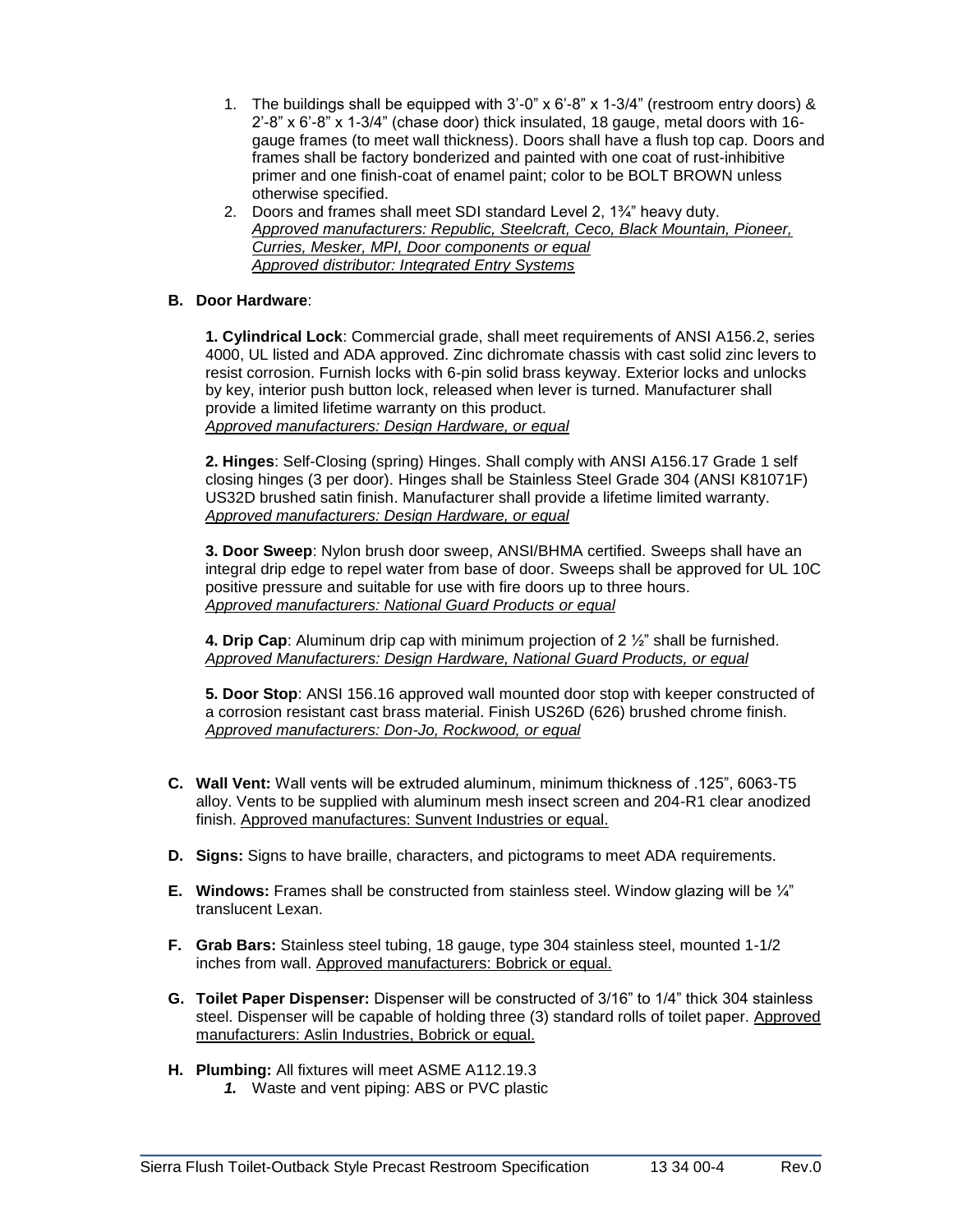1. The buildings shall be equipped with 3'-0" x 6'-8" x 1-3/4" (restroom entry doors) & 2'-8" x 6'-8" x 1-3/4" (chase door) thick insulated, 18 gauge, metal doors with 16-gauge frames (to meet wall thickness). Doors shall have a flush top cap. Doors and frames shall be factory bonderized and painted with one coat of rust-inhibitive primer and one finish-coat of enamel paint; color to be BOLT BROWN unless otherwise specified.
2. Doors and frames shall meet SDI standard Level 2, 1¾" heavy duty.
   *Approved manufacturers: Republic, Steelcraft, Ceco, Black Mountain, Pioneer, Curries, Mesker, MPI, Door components or equal*
   *Approved distributor: Integrated Entry Systems*

**B. Door Hardware**:

**1. Cylindrical Lock**: Commercial grade, shall meet requirements of ANSI A156.2, series 4000, UL listed and ADA approved. Zinc dichromate chassis with cast solid zinc levers to resist corrosion. Furnish locks with 6-pin solid brass keyway. Exterior locks and unlocks by key, interior push button lock, released when lever is turned. Manufacturer shall provide a limited lifetime warranty on this product.
*Approved manufacturers: Design Hardware, or equal*

**2. Hinges**: Self-Closing (spring) Hinges. Shall comply with ANSI A156.17 Grade 1 self closing hinges (3 per door). Hinges shall be Stainless Steel Grade 304 (ANSI K81071F) US32D brushed satin finish. Manufacturer shall provide a lifetime limited warranty.
*Approved manufacturers: Design Hardware, or equal*

**3. Door Sweep**: Nylon brush door sweep, ANSI/BHMA certified. Sweeps shall have an integral drip edge to repel water from base of door. Sweeps shall be approved for UL 10C positive pressure and suitable for use with fire doors up to three hours.
*Approved manufacturers: National Guard Products or equal*

**4. Drip Cap**: Aluminum drip cap with minimum projection of 2 ½" shall be furnished.
*Approved Manufacturers: Design Hardware, National Guard Products, or equal*

**5. Door Stop**: ANSI 156.16 approved wall mounted door stop with keeper constructed of a corrosion resistant cast brass material. Finish US26D (626) brushed chrome finish.
*Approved manufacturers: Don-Jo, Rockwood, or equal*

**C. Wall Vent:** Wall vents will be extruded aluminum, minimum thickness of .125", 6063-T5 alloy. Vents to be supplied with aluminum mesh insect screen and 204-R1 clear anodized finish. Approved manufactures: Sunvent Industries or equal.

**D. Signs:** Signs to have braille, characters, and pictograms to meet ADA requirements.

**E. Windows:** Frames shall be constructed from stainless steel. Window glazing will be ¼" translucent Lexan.

**F. Grab Bars:** Stainless steel tubing, 18 gauge, type 304 stainless steel, mounted 1-1/2 inches from wall. Approved manufacturers: Bobrick or equal.

**G. Toilet Paper Dispenser:** Dispenser will be constructed of 3/16" to 1/4" thick 304 stainless steel. Dispenser will be capable of holding three (3) standard rolls of toilet paper. Approved manufacturers: Aslin Industries, Bobrick or equal.

**H. Plumbing:** All fixtures will meet ASME A112.19.3

1. Waste and vent piping: ABS or PVC plastic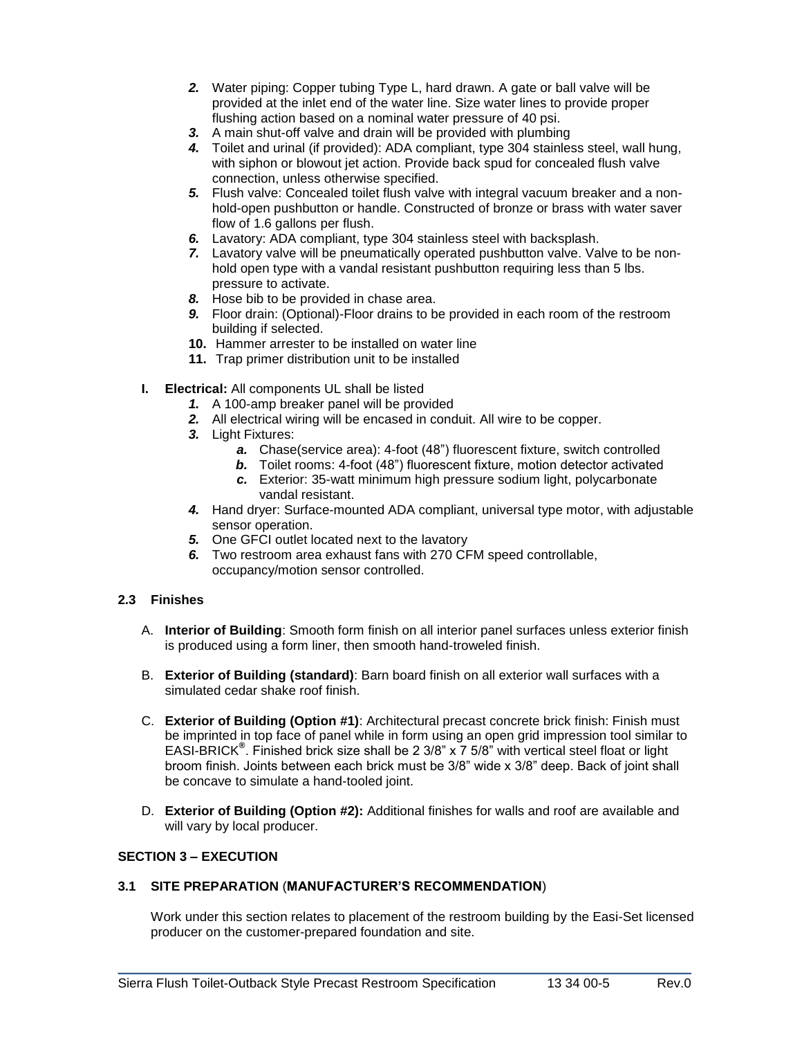2. Water piping: Copper tubing Type L, hard drawn. A gate or ball valve will be provided at the inlet end of the water line. Size water lines to provide proper flushing action based on a nominal water pressure of 40 psi.
3. A main shut-off valve and drain will be provided with plumbing
4. Toilet and urinal (if provided): ADA compliant, type 304 stainless steel, wall hung, with siphon or blowout jet action. Provide back spud for concealed flush valve connection, unless otherwise specified.
5. Flush valve: Concealed toilet flush valve with integral vacuum breaker and a non-hold-open pushbutton or handle. Constructed of bronze or brass with water saver flow of 1.6 gallons per flush.
6. Lavatory: ADA compliant, type 304 stainless steel with backsplash.
7. Lavatory valve will be pneumatically operated pushbutton valve. Valve to be non-hold open type with a vandal resistant pushbutton requiring less than 5 lbs. pressure to activate.
8. Hose bib to be provided in chase area.
9. Floor drain: (Optional)-Floor drains to be provided in each room of the restroom building if selected.
10. Hammer arrester to be installed on water line
11. Trap primer distribution unit to be installed

**I. Electrical:** All components UL shall be listed

1. A 100-amp breaker panel will be provided
2. All electrical wiring will be encased in conduit. All wire to be copper.
3. Light Fixtures:
   a. Chase(service area): 4-foot (48") fluorescent fixture, switch controlled
   b. Toilet rooms: 4-foot (48") fluorescent fixture, motion detector activated
   c. Exterior: 35-watt minimum high pressure sodium light, polycarbonate vandal resistant.
4. Hand dryer: Surface-mounted ADA compliant, universal type motor, with adjustable sensor operation.
5. One GFCI outlet located next to the lavatory
6. Two restroom area exhaust fans with 270 CFM speed controllable, occupancy/motion sensor controlled.

### 2.3 Finishes

A. **Interior of Building**: Smooth form finish on all interior panel surfaces unless exterior finish is produced using a form liner, then smooth hand-troweled finish.

B. **Exterior of Building (standard)**: Barn board finish on all exterior wall surfaces with a simulated cedar shake roof finish.

C. **Exterior of Building (Option #1)**: Architectural precast concrete brick finish: Finish must be imprinted in top face of panel while in form using an open grid impression tool similar to EASI-BRICK®. Finished brick size shall be 2 3/8" x 7 5/8" with vertical steel float or light broom finish. Joints between each brick must be 3/8" wide x 3/8" deep. Back of joint shall be concave to simulate a hand-tooled joint.

D. **Exterior of Building (Option #2):** Additional finishes for walls and roof are available and will vary by local producer.

## SECTION 3 – EXECUTION

### 3.1 SITE PREPARATION (MANUFACTURER'S RECOMMENDATION)

Work under this section relates to placement of the restroom building by the Easi-Set licensed producer on the customer-prepared foundation and site.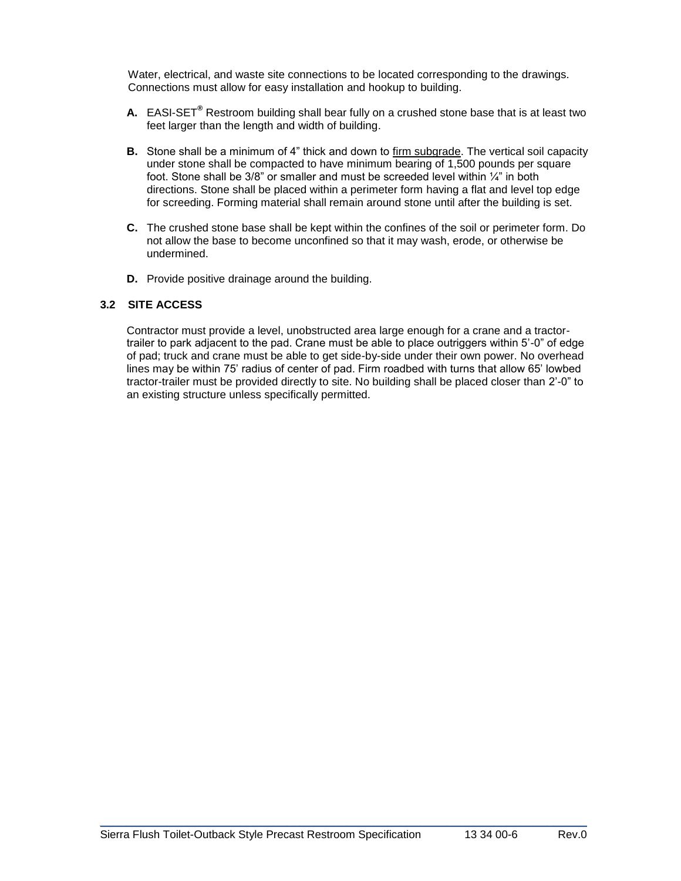Water, electrical, and waste site connections to be located corresponding to the drawings. Connections must allow for easy installation and hookup to building.

**A.** EASI-SET® Restroom building shall bear fully on a crushed stone base that is at least two feet larger than the length and width of building.

**B.** Stone shall be a minimum of 4" thick and down to firm subgrade. The vertical soil capacity under stone shall be compacted to have minimum bearing of 1,500 pounds per square foot. Stone shall be 3/8" or smaller and must be screeded level within ¼" in both directions. Stone shall be placed within a perimeter form having a flat and level top edge for screeding. Forming material shall remain around stone until after the building is set.

**C.** The crushed stone base shall be kept within the confines of the soil or perimeter form. Do not allow the base to become unconfined so that it may wash, erode, or otherwise be undermined.

**D.** Provide positive drainage around the building.

### 3.2 SITE ACCESS

Contractor must provide a level, unobstructed area large enough for a crane and a tractor-trailer to park adjacent to the pad. Crane must be able to place outriggers within 5'-0" of edge of pad; truck and crane must be able to get side-by-side under their own power. No overhead lines may be within 75' radius of center of pad. Firm roadbed with turns that allow 65' lowbed tractor-trailer must be provided directly to site. No building shall be placed closer than 2'-0" to an existing structure unless specifically permitted.